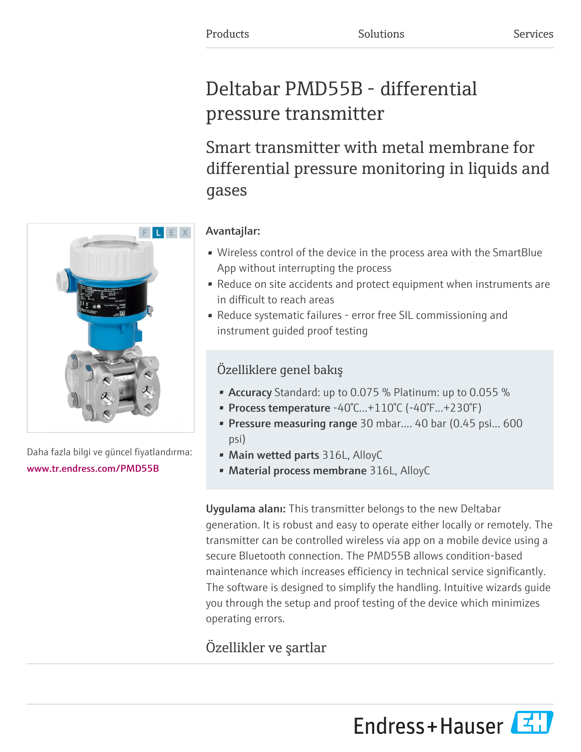Products Solutions Services

# Deltabar PMD55B - differential pressure transmitter

## Smart transmitter with metal membrane for differential pressure monitoring in liquids and gases

F L E X

Daha fazla bilgi ve güncel fiyatlandırma:
www.tr.endress.com/PMD55B

**Avantajlar:**

- Wireless control of the device in the process area with the SmartBlue App without interrupting the process
- Reduce on site accidents and protect equipment when instruments are in difficult to reach areas
- Reduce systematic failures - error free SIL commissioning and instrument guided proof testing

### Özelliklere genel bakış

- **Accuracy** Standard: up to 0.075 % Platinum: up to 0.055 %
- **Process temperature** -40°C...+110°C (-40°F...+230°F)
- **Pressure measuring range** 30 mbar.... 40 bar (0.45 psi... 600 psi)
- **Main wetted parts** 316L, AlloyC
- **Material process membrane** 316L, AlloyC

**Uygulama alanı:** This transmitter belongs to the new Deltabar generation. It is robust and easy to operate either locally or remotely. The transmitter can be controlled wireless via app on a mobile device using a secure Bluetooth connection. The PMD55B allows condition-based maintenance which increases efficiency in technical service significantly. The software is designed to simplify the handling. Intuitive wizards guide you through the setup and proof testing of the device which minimizes operating errors.

## Özellikler ve şartlar

Endress+Hauser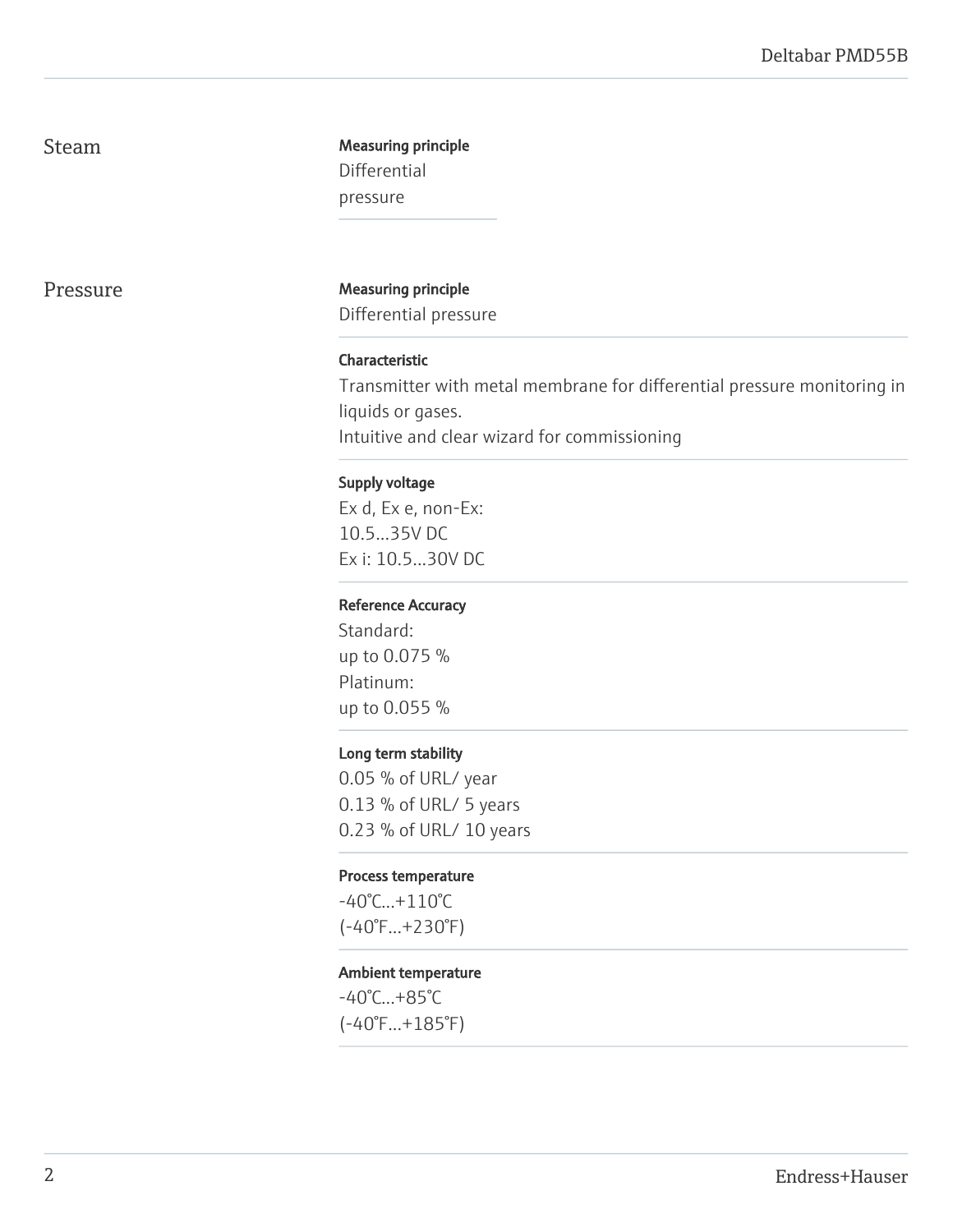## Steam

**Measuring principle**

Differential pressure

## Pressure

**Measuring principle**

Differential pressure

**Characteristic**

Transmitter with metal membrane for differential pressure monitoring in liquids or gases.
Intuitive and clear wizard for commissioning

**Supply voltage**

Ex d, Ex e, non-Ex:
10.5...35V DC
Ex i: 10.5...30V DC

**Reference Accuracy**

Standard:
up to 0.075 %
Platinum:
up to 0.055 %

**Long term stability**

0.05 % of URL/ year
0.13 % of URL/ 5 years
0.23 % of URL/ 10 years

**Process temperature**

-40°C...+110°C
(-40°F...+230°F)

**Ambient temperature**

-40°C...+85°C
(-40°F...+185°F)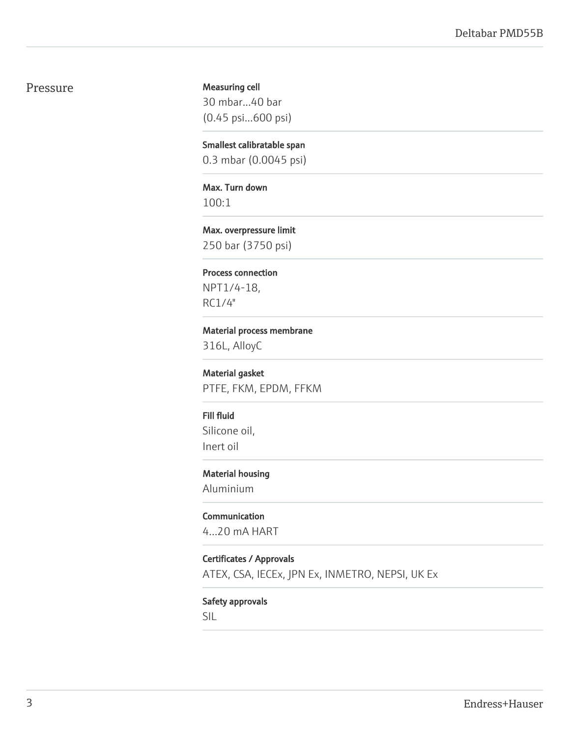## Pressure

**Measuring cell**
30 mbar...40 bar
(0.45 psi...600 psi)

**Smallest calibratable span**
0.3 mbar (0.0045 psi)

**Max. Turn down**
100:1

**Max. overpressure limit**
250 bar (3750 psi)

**Process connection**
NPT1/4-18,
RC1/4"

**Material process membrane**
316L, AlloyC

**Material gasket**
PTFE, FKM, EPDM, FFKM

**Fill fluid**
Silicone oil,
Inert oil

**Material housing**
Aluminium

**Communication**
4...20 mA HART

**Certificates / Approvals**
ATEX, CSA, IECEx, JPN Ex, INMETRO, NEPSI, UK Ex

**Safety approvals**
SIL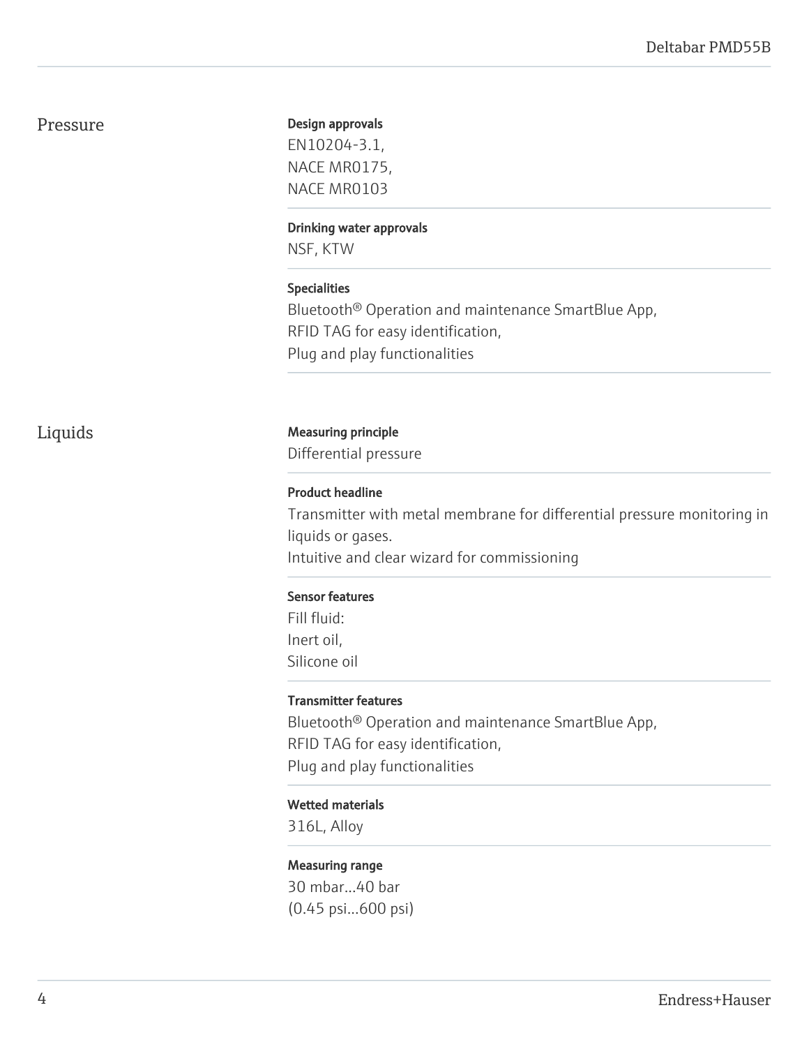## Pressure

**Design approvals**

EN10204-3.1,
NACE MR0175,
NACE MR0103

**Drinking water approvals**

NSF, KTW

**Specialities**

Bluetooth® Operation and maintenance SmartBlue App,
RFID TAG for easy identification,
Plug and play functionalities

## Liquids

**Measuring principle**

Differential pressure

**Product headline**

Transmitter with metal membrane for differential pressure monitoring in liquids or gases.
Intuitive and clear wizard for commissioning

**Sensor features**

Fill fluid:
Inert oil,
Silicone oil

**Transmitter features**

Bluetooth® Operation and maintenance SmartBlue App,
RFID TAG for easy identification,
Plug and play functionalities

**Wetted materials**

316L, Alloy

**Measuring range**

30 mbar...40 bar
(0.45 psi...600 psi)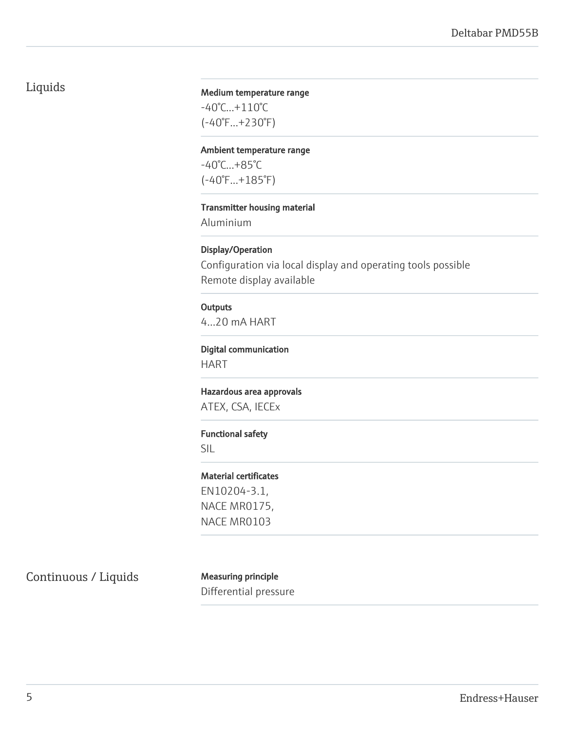## Liquids

**Medium temperature range**

-40°C...+110°C
(-40°F...+230°F)

**Ambient temperature range**

-40°C...+85°C
(-40°F...+185°F)

**Transmitter housing material**

Aluminium

**Display/Operation**

Configuration via local display and operating tools possible
Remote display available

**Outputs**

4...20 mA HART

**Digital communication**

HART

**Hazardous area approvals**

ATEX, CSA, IECEx

**Functional safety**

SIL

**Material certificates**

EN10204-3.1,
NACE MR0175,
NACE MR0103

## Continuous / Liquids

**Measuring principle**

Differential pressure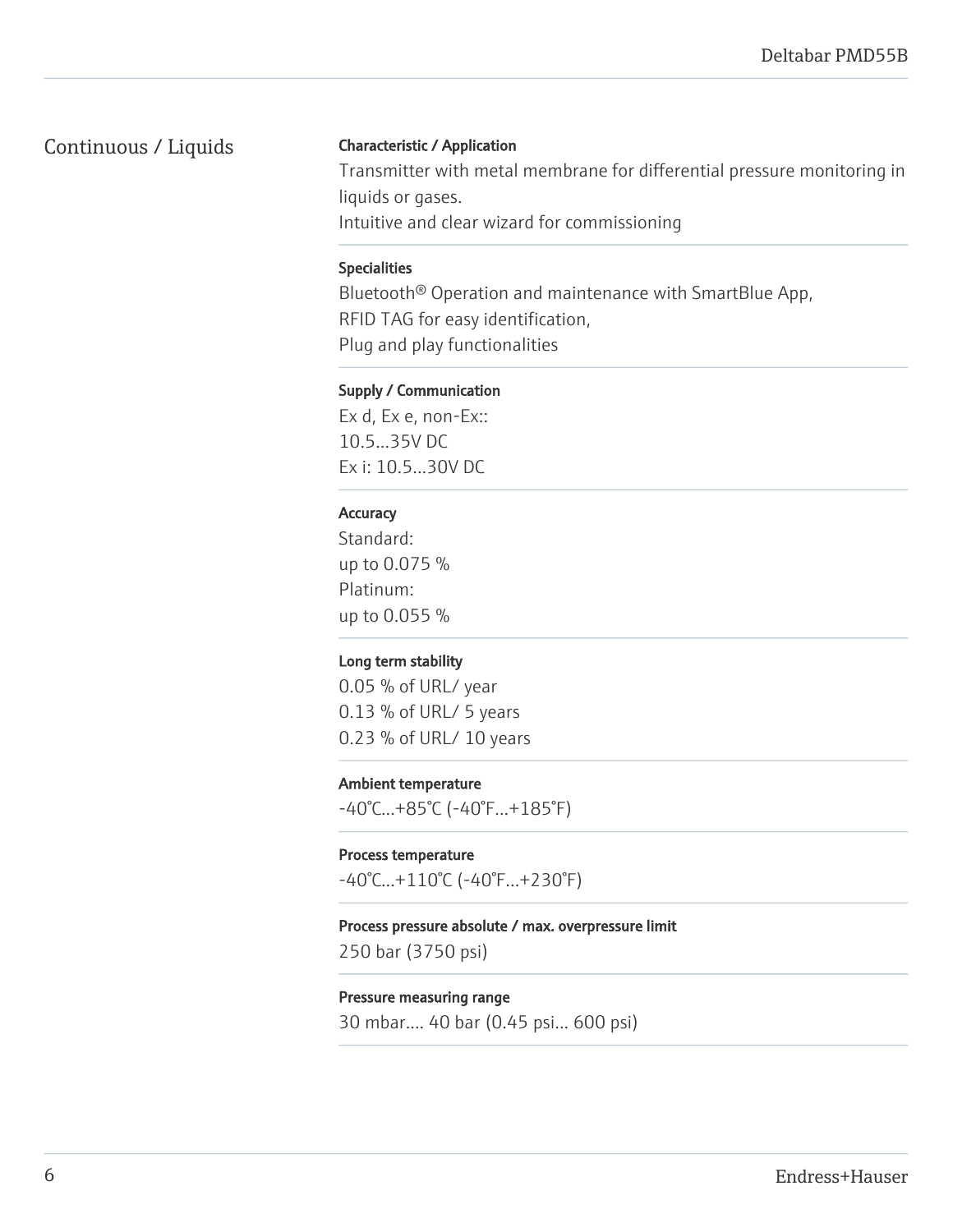## Continuous / Liquids

**Characteristic / Application**

Transmitter with metal membrane for differential pressure monitoring in liquids or gases.
Intuitive and clear wizard for commissioning

**Specialities**

Bluetooth® Operation and maintenance with SmartBlue App,
RFID TAG for easy identification,
Plug and play functionalities

**Supply / Communication**

Ex d, Ex e, non-Ex::
10.5...35V DC
Ex i: 10.5...30V DC

**Accuracy**

Standard:
up to 0.075 %
Platinum:
up to 0.055 %

**Long term stability**

0.05 % of URL/ year
0.13 % of URL/ 5 years
0.23 % of URL/ 10 years

**Ambient temperature**

-40°C...+85°C (-40°F...+185°F)

**Process temperature**

-40°C...+110°C (-40°F...+230°F)

**Process pressure absolute / max. overpressure limit**

250 bar (3750 psi)

**Pressure measuring range**

30 mbar.... 40 bar (0.45 psi... 600 psi)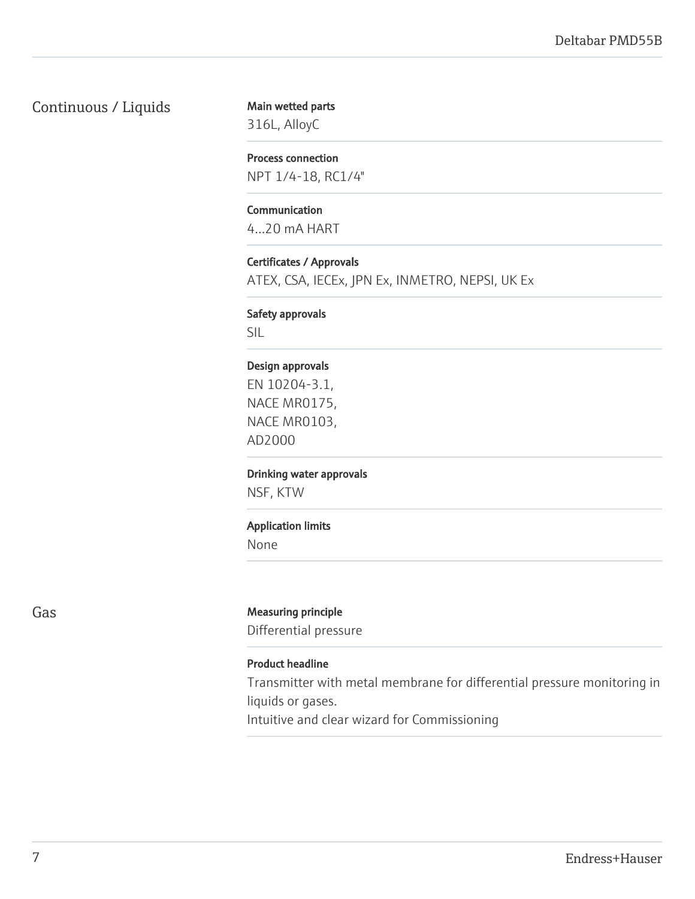## Continuous / Liquids

**Main wetted parts**
316L, AlloyC

**Process connection**
NPT 1/4-18, RC1/4"

**Communication**
4...20 mA HART

**Certificates / Approvals**
ATEX, CSA, IECEx, JPN Ex, INMETRO, NEPSI, UK Ex

**Safety approvals**
SIL

**Design approvals**
EN 10204-3.1,
NACE MR0175,
NACE MR0103,
AD2000

**Drinking water approvals**
NSF, KTW

**Application limits**
None

## Gas

**Measuring principle**
Differential pressure

**Product headline**
Transmitter with metal membrane for differential pressure monitoring in liquids or gases.
Intuitive and clear wizard for Commissioning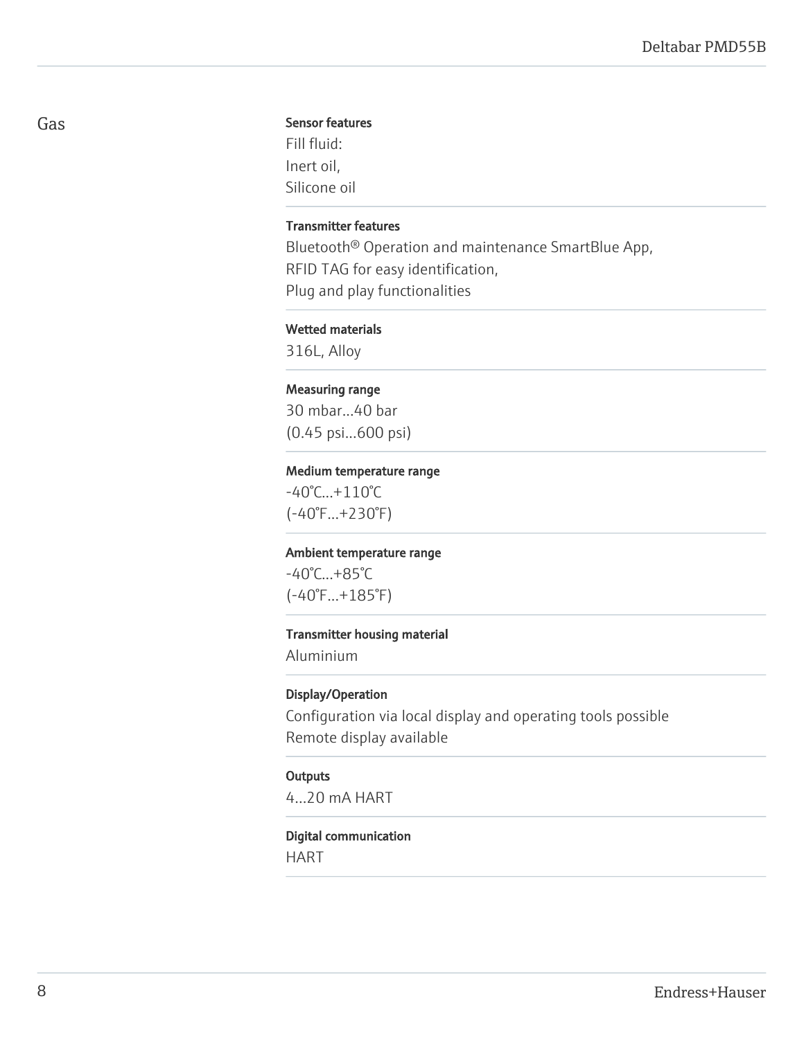## Gas

**Sensor features**

Fill fluid:
Inert oil,
Silicone oil

**Transmitter features**

Bluetooth® Operation and maintenance SmartBlue App,
RFID TAG for easy identification,
Plug and play functionalities

**Wetted materials**

316L, Alloy

**Measuring range**

30 mbar...40 bar
(0.45 psi...600 psi)

**Medium temperature range**

-40°C...+110°C
(-40°F...+230°F)

**Ambient temperature range**

-40°C...+85°C
(-40°F...+185°F)

**Transmitter housing material**

Aluminium

**Display/Operation**

Configuration via local display and operating tools possible
Remote display available

**Outputs**

4...20 mA HART

**Digital communication**

HART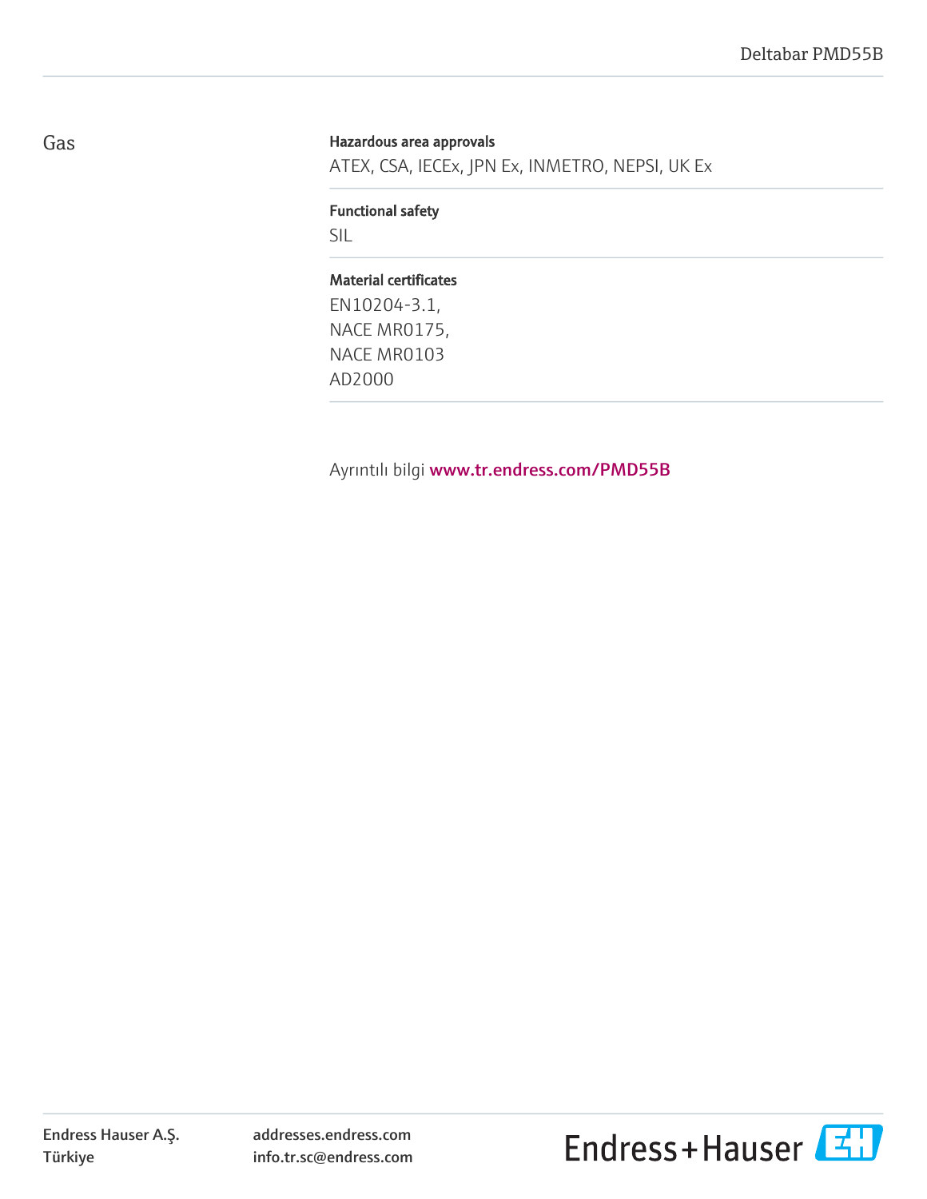## Gas

**Hazardous area approvals**

ATEX, CSA, IECEx, JPN Ex, INMETRO, NEPSI, UK Ex

**Functional safety**

SIL

**Material certificates**

EN10204-3.1,
NACE MR0175,
NACE MR0103
AD2000

Ayrıntılı bilgi **www.tr.endress.com/PMD55B**

Endress Hauser A.Ş.
Türkiye

addresses.endress.com
info.tr.sc@endress.com

Endress+Hauser